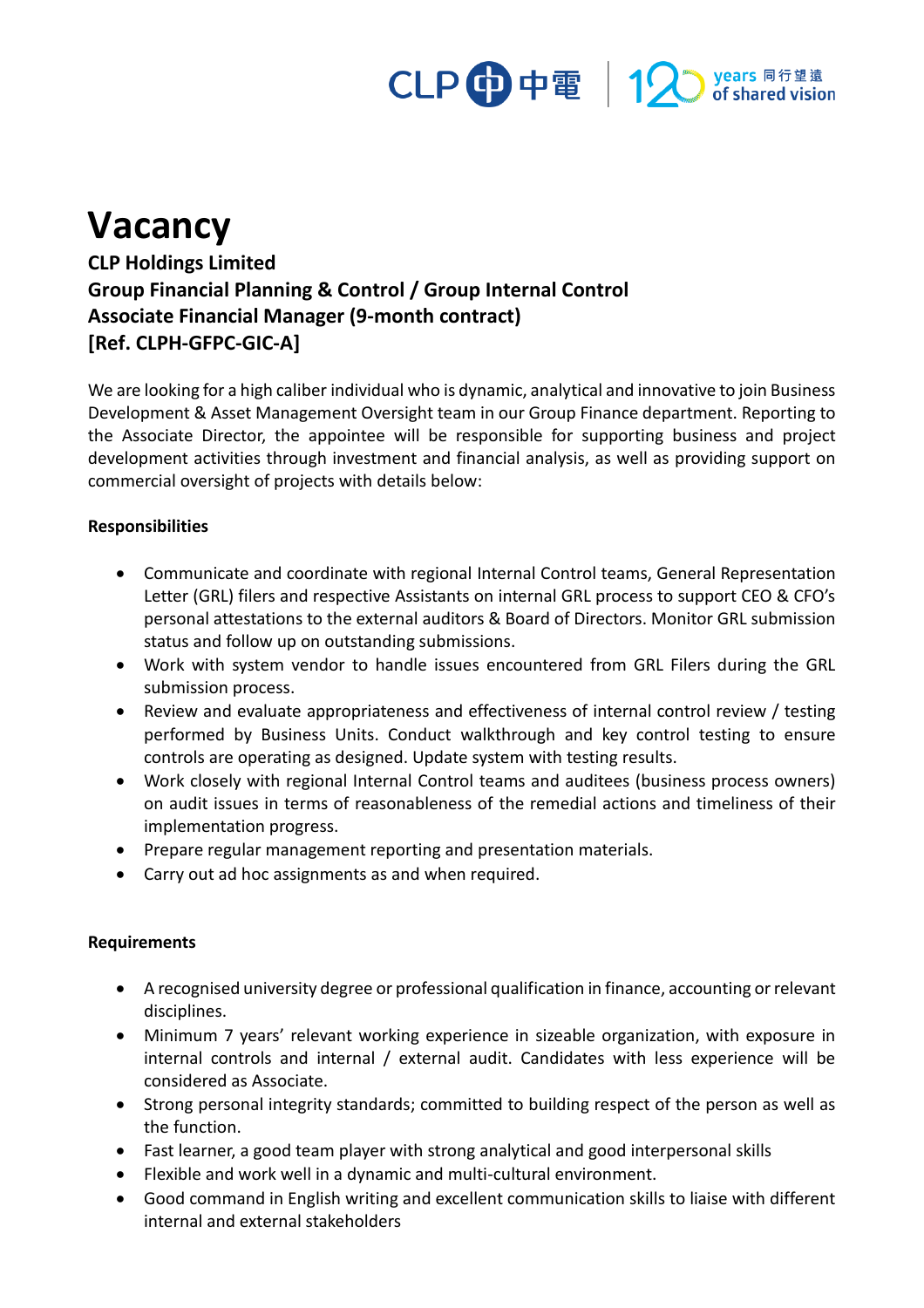# Vacancy

**CLP Holdings Limited**
**Group Financial Planning & Control / Group Internal Control**
**Associate Financial Manager (9-month contract)**
**[Ref. CLPH-GFPC-GIC-A]**

We are looking for a high caliber individual who is dynamic, analytical and innovative to join Business Development & Asset Management Oversight team in our Group Finance department. Reporting to the Associate Director, the appointee will be responsible for supporting business and project development activities through investment and financial analysis, as well as providing support on commercial oversight of projects with details below:

**Responsibilities**

- Communicate and coordinate with regional Internal Control teams, General Representation Letter (GRL) filers and respective Assistants on internal GRL process to support CEO & CFO's personal attestations to the external auditors & Board of Directors. Monitor GRL submission status and follow up on outstanding submissions.
- Work with system vendor to handle issues encountered from GRL Filers during the GRL submission process.
- Review and evaluate appropriateness and effectiveness of internal control review / testing performed by Business Units. Conduct walkthrough and key control testing to ensure controls are operating as designed. Update system with testing results.
- Work closely with regional Internal Control teams and auditees (business process owners) on audit issues in terms of reasonableness of the remedial actions and timeliness of their implementation progress.
- Prepare regular management reporting and presentation materials.
- Carry out ad hoc assignments as and when required.

**Requirements**

- A recognised university degree or professional qualification in finance, accounting or relevant disciplines.
- Minimum 7 years' relevant working experience in sizeable organization, with exposure in internal controls and internal / external audit. Candidates with less experience will be considered as Associate.
- Strong personal integrity standards; committed to building respect of the person as well as the function.
- Fast learner, a good team player with strong analytical and good interpersonal skills
- Flexible and work well in a dynamic and multi-cultural environment.
- Good command in English writing and excellent communication skills to liaise with different internal and external stakeholders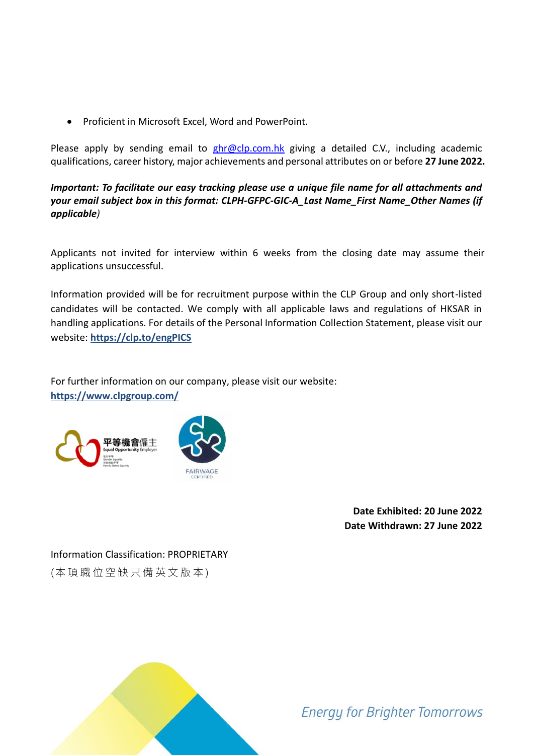- Proficient in Microsoft Excel, Word and PowerPoint.

Please apply by sending email to ghr@clp.com.hk giving a detailed C.V., including academic qualifications, career history, major achievements and personal attributes on or before **27 June 2022.**

***Important: To facilitate our easy tracking please use a unique file name for all attachments and your email subject box in this format: CLPH-GFPC-GIC-A_Last Name_First Name_Other Names (if applicable)***

Applicants not invited for interview within 6 weeks from the closing date may assume their applications unsuccessful.

Information provided will be for recruitment purpose within the CLP Group and only short-listed candidates will be contacted. We comply with all applicable laws and regulations of HKSAR in handling applications. For details of the Personal Information Collection Statement, please visit our website: **https://clp.to/engPICS**

For further information on our company, please visit our website:
**https://www.clpgroup.com/**

**Date Exhibited: 20 June 2022**
**Date Withdrawn: 27 June 2022**

Information Classification: PROPRIETARY
(本項職位空缺只備英文版本)

Energy for Brighter Tomorrows